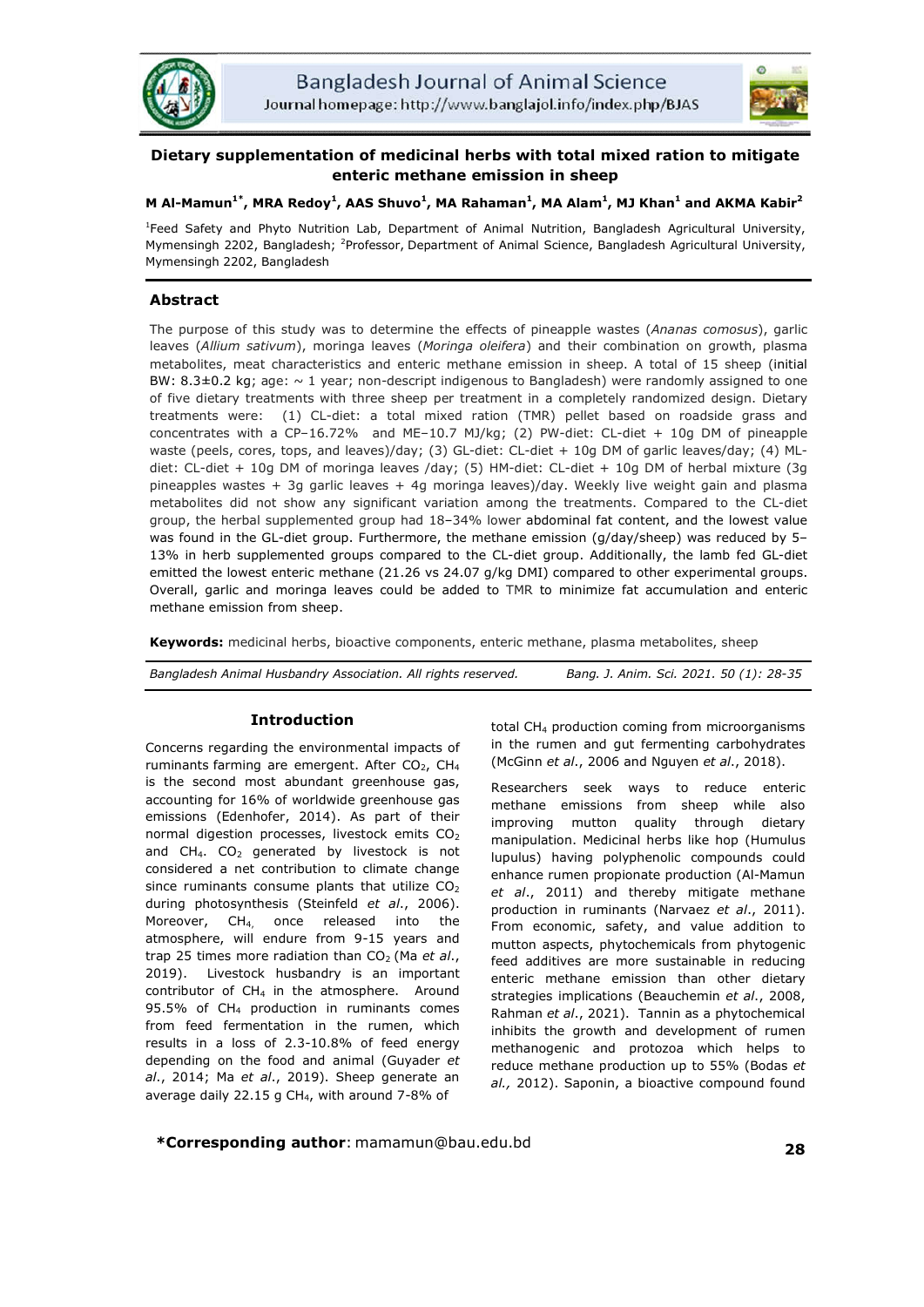# Dietary supplementation of medicinal herbs with total mixed ration to mitigate enteric methane emission in sheep

**M Al-Mamun[1*], MRA Redoy[1], AAS Shuvo[1], MA Rahaman[1], MA Alam[1], MJ Khan[1] and AKMA Kabir[2]**

[1]Feed Safety and Phyto Nutrition Lab, Department of Animal Nutrition, Bangladesh Agricultural University, Mymensingh 2202, Bangladesh; [2]Professor, Department of Animal Science, Bangladesh Agricultural University, Mymensingh 2202, Bangladesh

## Abstract

The purpose of this study was to determine the effects of pineapple wastes (*Ananas comosus*), garlic leaves (*Allium sativum*), moringa leaves (*Moringa oleifera*) and their combination on growth, plasma metabolites, meat characteristics and enteric methane emission in sheep. A total of 15 sheep (initial BW: 8.3±0.2 kg; age: ~ 1 year; non-descript indigenous to Bangladesh) were randomly assigned to one of five dietary treatments with three sheep per treatment in a completely randomized design. Dietary treatments were: (1) CL-diet: a total mixed ration (TMR) pellet based on roadside grass and concentrates with a CP–16.72% and ME–10.7 MJ/kg; (2) PW-diet: CL-diet + 10g DM of pineapple waste (peels, cores, tops, and leaves)/day; (3) GL-diet: CL-diet + 10g DM of garlic leaves/day; (4) ML-diet: CL-diet + 10g DM of moringa leaves /day; (5) HM-diet: CL-diet + 10g DM of herbal mixture (3g pineapples wastes + 3g garlic leaves + 4g moringa leaves)/day. Weekly live weight gain and plasma metabolites did not show any significant variation among the treatments. Compared to the CL-diet group, the herbal supplemented group had 18–34% lower abdominal fat content, and the lowest value was found in the GL-diet group. Furthermore, the methane emission (g/day/sheep) was reduced by 5–13% in herb supplemented groups compared to the CL-diet group. Additionally, the lamb fed GL-diet emitted the lowest enteric methane (21.26 vs 24.07 g/kg DMI) compared to other experimental groups. Overall, garlic and moringa leaves could be added to TMR to minimize fat accumulation and enteric methane emission from sheep.

**Keywords:** medicinal herbs, bioactive components, enteric methane, plasma metabolites, sheep

*Bangladesh Animal Husbandry Association. All rights reserved.*

## Introduction

Concerns regarding the environmental impacts of ruminants farming are emergent. After $CO_2$, $CH_4$ is the second most abundant greenhouse gas, accounting for 16% of worldwide greenhouse gas emissions (Edenhofer, 2014). As part of their normal digestion processes, livestock emits $CO_2$ and $CH_4$. $CO_2$ generated by livestock is not considered a net contribution to climate change since ruminants consume plants that utilize $CO_2$ during photosynthesis (Steinfeld *et al*., 2006). Moreover, $CH_4$, once released into the atmosphere, will endure from 9-15 years and trap 25 times more radiation than $CO_2$ (Ma *et al*., 2019). Livestock husbandry is an important contributor of $CH_4$ in the atmosphere. Around 95.5% of $CH_4$ production in ruminants comes from feed fermentation in the rumen, which results in a loss of 2.3-10.8% of feed energy depending on the food and animal (Guyader *et al*., 2014; Ma *et al*., 2019). Sheep generate an average daily 22.15 g $CH_4$, with around 7-8% of total $CH_4$ production coming from microorganisms in the rumen and gut fermenting carbohydrates (McGinn *et al*., 2006 and Nguyen *et al*., 2018).

Researchers seek ways to reduce enteric methane emissions from sheep while also improving mutton quality through dietary manipulation. Medicinal herbs like hop (Humulus lupulus) having polyphenolic compounds could enhance rumen propionate production (Al-Mamun *et al*., 2011) and thereby mitigate methane production in ruminants (Narvaez *et al*., 2011). From economic, safety, and value addition to mutton aspects, phytochemicals from phytogenic feed additives are more sustainable in reducing enteric methane emission than other dietary strategies implications (Beauchemin *et al*., 2008, Rahman *et al*., 2021). Tannin as a phytochemical inhibits the growth and development of rumen methanogenic and protozoa which helps to reduce methane production up to 55% (Bodas *et al.,* 2012). Saponin, a bioactive compound found

**\*Corresponding author**: mamamun@bau.edu.bd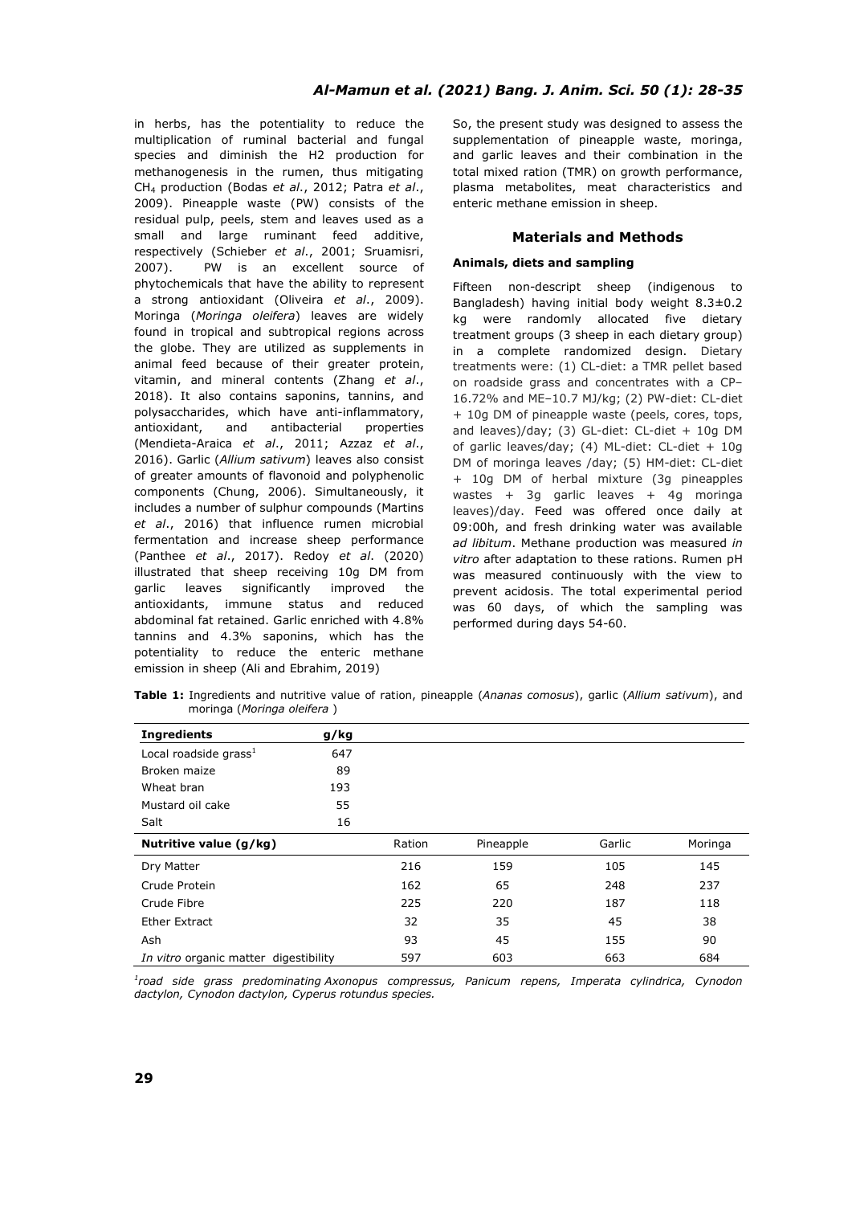in herbs, has the potentiality to reduce the multiplication of ruminal bacterial and fungal species and diminish the H2 production for methanogenesis in the rumen, thus mitigating $CH_4$ production (Bodas *et al*., 2012; Patra *et al*., 2009). Pineapple waste (PW) consists of the residual pulp, peels, stem and leaves used as a small and large ruminant feed additive, respectively (Schieber *et al*., 2001; Sruamisri, 2007). PW is an excellent source of phytochemicals that have the ability to represent a strong antioxidant (Oliveira *et al*., 2009). Moringa (*Moringa oleifera*) leaves are widely found in tropical and subtropical regions across the globe. They are utilized as supplements in animal feed because of their greater protein, vitamin, and mineral contents (Zhang *et al*., 2018). It also contains saponins, tannins, and polysaccharides, which have anti-inflammatory, antioxidant, and antibacterial properties (Mendieta-Araica *et al*., 2011; Azzaz *et al*., 2016). Garlic (*Allium sativum*) leaves also consist of greater amounts of flavonoid and polyphenolic components (Chung, 2006). Simultaneously, it includes a number of sulphur compounds (Martins *et al*., 2016) that influence rumen microbial fermentation and increase sheep performance (Panthee *et al*., 2017). Redoy *et al*. (2020) illustrated that sheep receiving 10g DM from garlic leaves significantly improved the antioxidants, immune status and reduced abdominal fat retained. Garlic enriched with 4.8% tannins and 4.3% saponins, which has the potentiality to reduce the enteric methane emission in sheep (Ali and Ebrahim, 2019)

So, the present study was designed to assess the supplementation of pineapple waste, moringa, and garlic leaves and their combination in the total mixed ration (TMR) on growth performance, plasma metabolites, meat characteristics and enteric methane emission in sheep.

## Materials and Methods

### Animals, diets and sampling

Fifteen non-descript sheep (indigenous to Bangladesh) having initial body weight 8.3±0.2 kg were randomly allocated five dietary treatment groups (3 sheep in each dietary group) in a complete randomized design. Dietary treatments were: (1) CL-diet: a TMR pellet based on roadside grass and concentrates with a CP–16.72% and ME–10.7 MJ/kg; (2) PW-diet: CL-diet + 10g DM of pineapple waste (peels, cores, tops, and leaves)/day; (3) GL-diet: CL-diet + 10g DM of garlic leaves/day; (4) ML-diet: CL-diet + 10g DM of moringa leaves /day; (5) HM-diet: CL-diet + 10g DM of herbal mixture (3g pineapples wastes + 3g garlic leaves + 4g moringa leaves)/day. Feed was offered once daily at 09:00h, and fresh drinking water was available *ad libitum*. Methane production was measured *in vitro* after adaptation to these rations. Rumen pH was measured continuously with the view to prevent acidosis. The total experimental period was 60 days, of which the sampling was performed during days 54-60.

**Table 1:** Ingredients and nutritive value of ration, pineapple (*Ananas comosus*), garlic (*Allium sativum*), and moringa (*Moringa oleifera* )

| **Ingredients** | **g/kg** | | | |
|---|---|---|---|---|
| Local roadside grass[1] | 647 | | | |
| Broken maize | 89 | | | |
| Wheat bran | 193 | | | |
| Mustard oil cake | 55 | | | |
| Salt | 16 | | | |
| **Nutritive value (g/kg)** | Ration | Pineapple | Garlic | Moringa |
| Dry Matter | 216 | 159 | 105 | 145 |
| Crude Protein | 162 | 65 | 248 | 237 |
| Crude Fibre | 225 | 220 | 187 | 118 |
| Ether Extract | 32 | 35 | 45 | 38 |
| Ash | 93 | 45 | 155 | 90 |
| *In vitro* organic matter digestibility | 597 | 603 | 663 | 684 |

[1]*road side grass predominating Axonopus compressus, Panicum repens, Imperata cylindrica, Cynodon dactylon, Cynodon dactylon, Cyperus rotundus species.*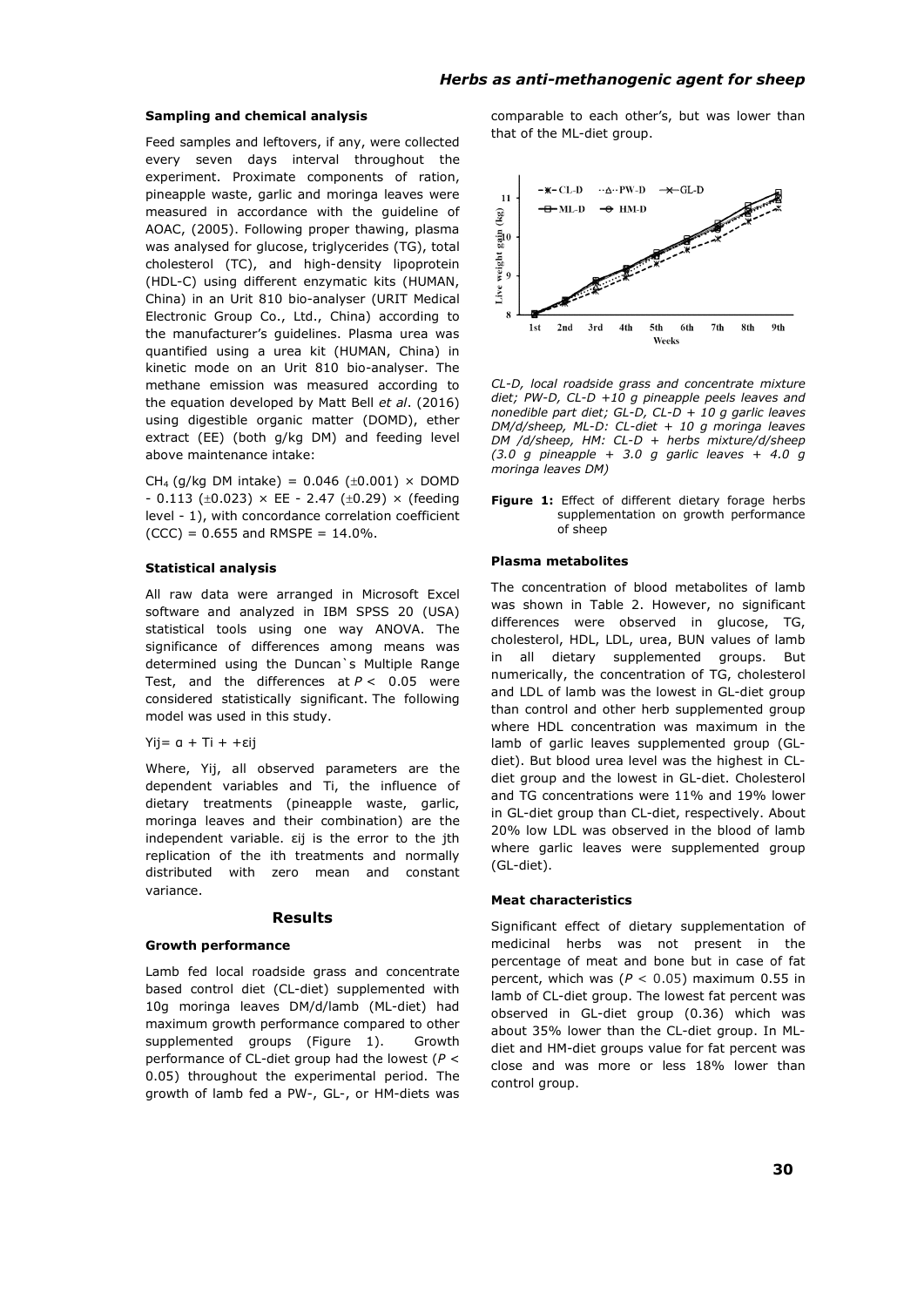#### Sampling and chemical analysis

Feed samples and leftovers, if any, were collected every seven days interval throughout the experiment. Proximate components of ration, pineapple waste, garlic and moringa leaves were measured in accordance with the guideline of AOAC, (2005). Following proper thawing, plasma was analysed for glucose, triglycerides (TG), total cholesterol (TC), and high-density lipoprotein (HDL-C) using different enzymatic kits (HUMAN, China) in an Urit 810 bio-analyser (URIT Medical Electronic Group Co., Ltd., China) according to the manufacturer's guidelines. Plasma urea was quantified using a urea kit (HUMAN, China) in kinetic mode on an Urit 810 bio-analyser. The methane emission was measured according to the equation developed by Matt Bell *et al*. (2016) using digestible organic matter (DOMD), ether extract (EE) (both g/kg DM) and feeding level above maintenance intake:

$CH_4$ (g/kg DM intake) = 0.046 (±0.001) × DOMD - 0.113 (±0.023) × EE - 2.47 (±0.29) × (feeding level - 1), with concordance correlation coefficient (CCC) = 0.655 and RMSPE = 14.0%.

#### Statistical analysis

All raw data were arranged in Microsoft Excel software and analyzed in IBM SPSS 20 (USA) statistical tools using one way ANOVA. The significance of differences among means was determined using the Duncan`s Multiple Range Test, and the differences at $P < 0.05$ were considered statistically significant. The following model was used in this study.

$Yij = α + Ti + +εij$

Where, Yij, all observed parameters are the dependent variables and Ti, the influence of dietary treatments (pineapple waste, garlic, moringa leaves and their combination) are the independent variable. εij is the error to the jth replication of the ith treatments and normally distributed with zero mean and constant variance.

### Results

#### Growth performance

Lamb fed local roadside grass and concentrate based control diet (CL-diet) supplemented with 10g moringa leaves DM/d/lamb (ML-diet) had maximum growth performance compared to other supplemented groups (Figure 1). Growth performance of CL-diet group had the lowest ($P < 0.05$) throughout the experimental period. The growth of lamb fed a PW-, GL-, or HM-diets was comparable to each other's, but was lower than that of the ML-diet group.

*CL-D, local roadside grass and concentrate mixture diet; PW-D, CL-D +10 g pineapple peels leaves and nonedible part diet; GL-D, CL-D + 10 g garlic leaves DM/d/sheep, ML-D: CL-diet + 10 g moringa leaves DM /d/sheep, HM: CL-D + herbs mixture/d/sheep (3.0 g pineapple + 3.0 g garlic leaves + 4.0 g moringa leaves DM)*

**Figure 1:** Effect of different dietary forage herbs supplementation on growth performance of sheep

#### Plasma metabolites

The concentration of blood metabolites of lamb was shown in Table 2. However, no significant differences were observed in glucose, TG, cholesterol, HDL, LDL, urea, BUN values of lamb in all dietary supplemented groups. But numerically, the concentration of TG, cholesterol and LDL of lamb was the lowest in GL-diet group than control and other herb supplemented group where HDL concentration was maximum in the lamb of garlic leaves supplemented group (GL-diet). But blood urea level was the highest in CL-diet group and the lowest in GL-diet. Cholesterol and TG concentrations were 11% and 19% lower in GL-diet group than CL-diet, respectively. About 20% low LDL was observed in the blood of lamb where garlic leaves were supplemented group (GL-diet).

#### Meat characteristics

Significant effect of dietary supplementation of medicinal herbs was not present in the percentage of meat and bone but in case of fat percent, which was ($P < 0.05$) maximum 0.55 in lamb of CL-diet group. The lowest fat percent was observed in GL-diet group (0.36) which was about 35% lower than the CL-diet group. In ML-diet and HM-diet groups value for fat percent was close and was more or less 18% lower than control group.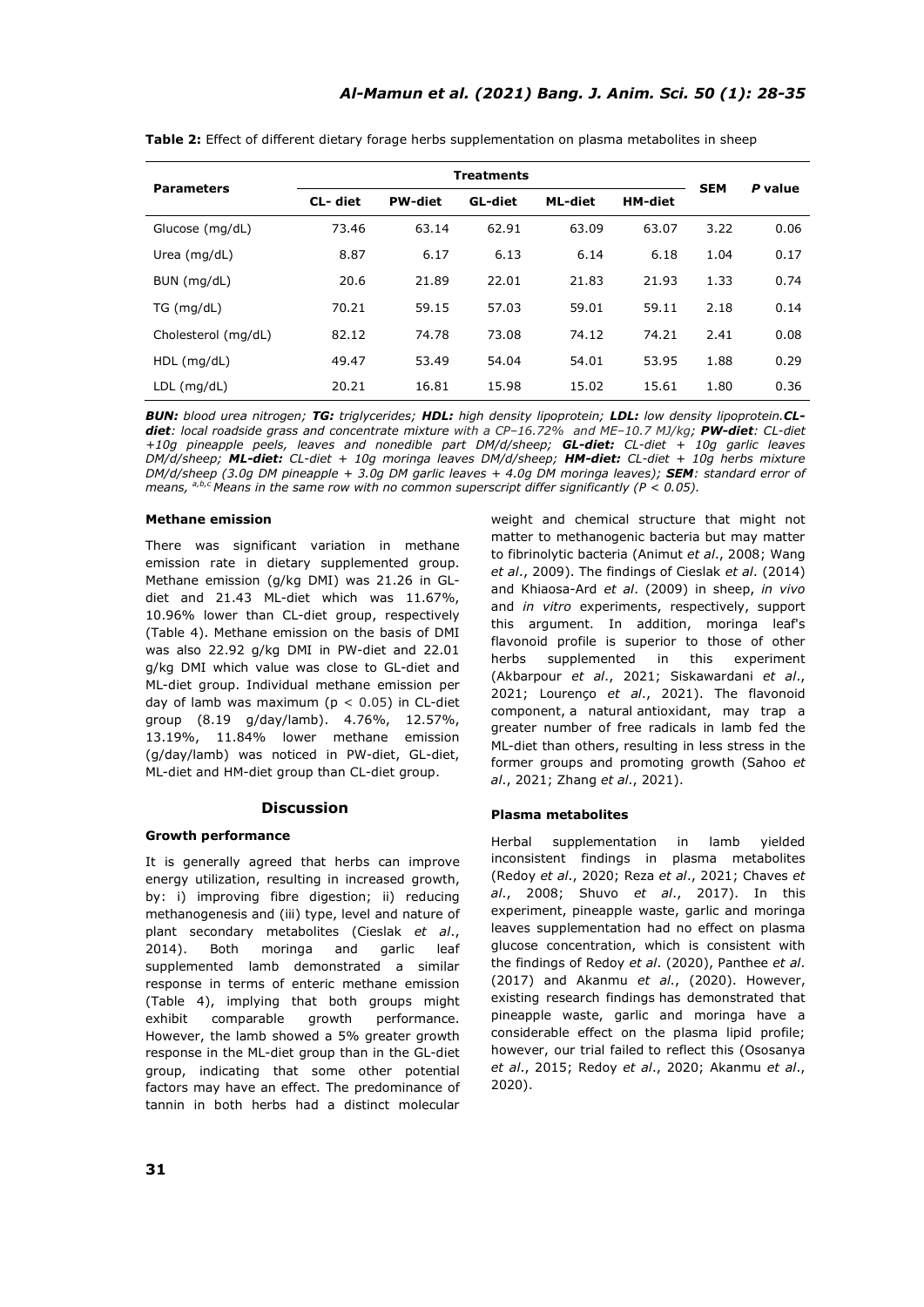**Table 2:** Effect of different dietary forage herbs supplementation on plasma metabolites in sheep

| Parameters | Treatments | | | | | SEM | P value |
|---|---|---|---|---|---|---|---|
| | CL- diet | PW-diet | GL-diet | ML-diet | HM-diet | | |
| Glucose (mg/dL) | 73.46 | 63.14 | 62.91 | 63.09 | 63.07 | 3.22 | 0.06 |
| Urea (mg/dL) | 8.87 | 6.17 | 6.13 | 6.14 | 6.18 | 1.04 | 0.17 |
| BUN (mg/dL) | 20.6 | 21.89 | 22.01 | 21.83 | 21.93 | 1.33 | 0.74 |
| TG (mg/dL) | 70.21 | 59.15 | 57.03 | 59.01 | 59.11 | 2.18 | 0.14 |
| Cholesterol (mg/dL) | 82.12 | 74.78 | 73.08 | 74.12 | 74.21 | 2.41 | 0.08 |
| HDL (mg/dL) | 49.47 | 53.49 | 54.04 | 54.01 | 53.95 | 1.88 | 0.29 |
| LDL (mg/dL) | 20.21 | 16.81 | 15.98 | 15.02 | 15.61 | 1.80 | 0.36 |

***BUN:** blood urea nitrogen; **TG:** triglycerides; **HDL:** high density lipoprotein; **LDL:** low density lipoprotein.**CL-diet**: local roadside grass and concentrate mixture with a CP–16.72% and ME–10.7 MJ/kg; **PW-diet**: CL-diet +10g pineapple peels, leaves and nonedible part DM/d/sheep; **GL-diet:** CL-diet + 10g garlic leaves DM/d/sheep; **ML-diet:** CL-diet + 10g moringa leaves DM/d/sheep; **HM-diet:** CL-diet + 10g herbs mixture DM/d/sheep (3.0g DM pineapple + 3.0g DM garlic leaves + 4.0g DM moringa leaves); **SEM**: standard error of means, [a,b,c] Means in the same row with no common superscript differ significantly ($P < 0.05$).*

#### Methane emission

There was significant variation in methane emission rate in dietary supplemented group. Methane emission (g/kg DMI) was 21.26 in GL-diet and 21.43 ML-diet which was 11.67%, 10.96% lower than CL-diet group, respectively (Table 4). Methane emission on the basis of DMI was also 22.92 g/kg DMI in PW-diet and 22.01 g/kg DMI which value was close to GL-diet and ML-diet group. Individual methane emission per day of lamb was maximum ($p < 0.05$) in CL-diet group (8.19 g/day/lamb). 4.76%, 12.57%, 13.19%, 11.84% lower methane emission (g/day/lamb) was noticed in PW-diet, GL-diet, ML-diet and HM-diet group than CL-diet group.

## Discussion

#### Growth performance

It is generally agreed that herbs can improve energy utilization, resulting in increased growth, by: i) improving fibre digestion; ii) reducing methanogenesis and (iii) type, level and nature of plant secondary metabolites (Cieslak *et al*., 2014). Both moringa and garlic leaf supplemented lamb demonstrated a similar response in terms of enteric methane emission (Table 4), implying that both groups might exhibit comparable growth performance. However, the lamb showed a 5% greater growth response in the ML-diet group than in the GL-diet group, indicating that some other potential factors may have an effect. The predominance of tannin in both herbs had a distinct molecular weight and chemical structure that might not matter to methanogenic bacteria but may matter to fibrinolytic bacteria (Animut *et al*., 2008; Wang *et al*., 2009). The findings of Cieslak *et al*. (2014) and Khiaosa-Ard *et al*. (2009) in sheep, *in vivo* and *in vitro* experiments, respectively, support this argument. In addition, moringa leaf's flavonoid profile is superior to those of other herbs supplemented in this experiment (Akbarpour *et al*., 2021; Siskawardani *et al*., 2021; Lourenço *et al*., 2021). The flavonoid component, a natural antioxidant, may trap a greater number of free radicals in lamb fed the ML-diet than others, resulting in less stress in the former groups and promoting growth (Sahoo *et al*., 2021; Zhang *et al*., 2021).

#### Plasma metabolites

Herbal supplementation in lamb yielded inconsistent findings in plasma metabolites (Redoy *et al*., 2020; Reza *et al*., 2021; Chaves *et al*., 2008; Shuvo *et al*., 2017). In this experiment, pineapple waste, garlic and moringa leaves supplementation had no effect on plasma glucose concentration, which is consistent with the findings of Redoy *et al*. (2020), Panthee *et al*. (2017) and Akanmu *et al*., (2020). However, existing research findings has demonstrated that pineapple waste, garlic and moringa have a considerable effect on the plasma lipid profile; however, our trial failed to reflect this (Ososanya *et al*., 2015; Redoy *et al*., 2020; Akanmu *et al*., 2020).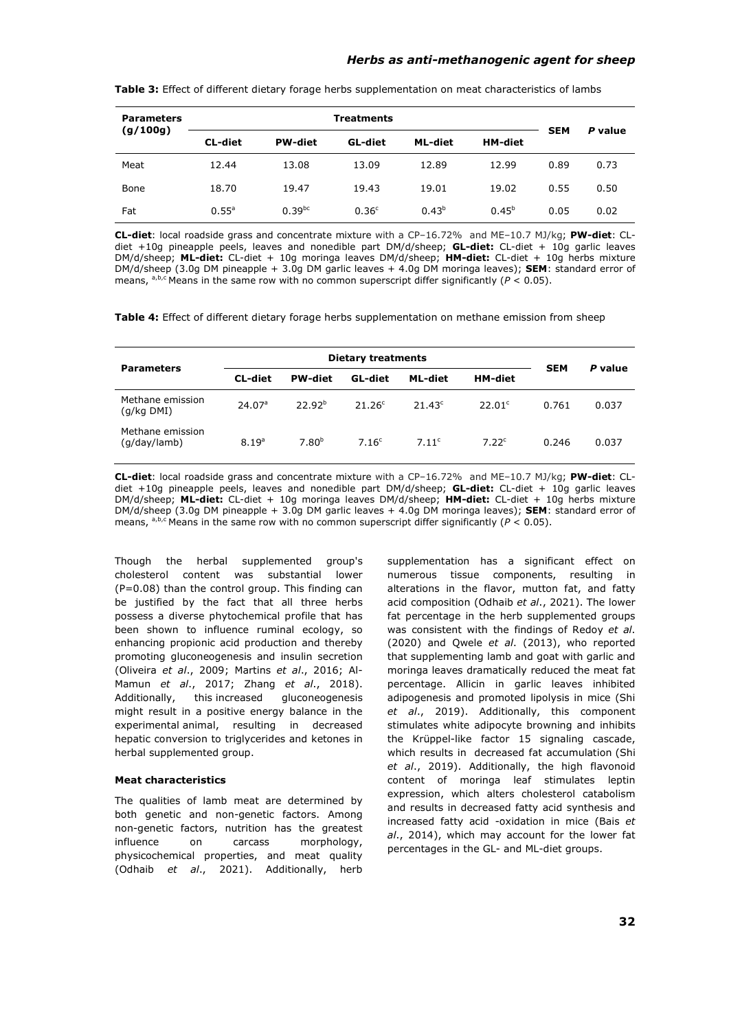**Table 3:** Effect of different dietary forage herbs supplementation on meat characteristics of lambs

| Parameters (g/100g) | Treatments | | | | | SEM | *P* value |
|---|---|---|---|---|---|---|---|
| | CL-diet | PW-diet | GL-diet | ML-diet | HM-diet | | |
| Meat | 12.44 | 13.08 | 13.09 | 12.89 | 12.99 | 0.89 | 0.73 |
| Bone | 18.70 | 19.47 | 19.43 | 19.01 | 19.02 | 0.55 | 0.50 |
| Fat | $0.55^{a}$ | $0.39^{bc}$ | $0.36^{c}$ | $0.43^{b}$ | $0.45^{b}$ | 0.05 | 0.02 |

**CL-diet**: local roadside grass and concentrate mixture with a CP–16.72% and ME–10.7 MJ/kg; **PW-diet**: CL-diet +10g pineapple peels, leaves and nonedible part DM/d/sheep; **GL-diet:** CL-diet + 10g garlic leaves DM/d/sheep; **ML-diet:** CL-diet + 10g moringa leaves DM/d/sheep; **HM-diet:** CL-diet + 10g herbs mixture DM/d/sheep (3.0g DM pineapple + 3.0g DM garlic leaves + 4.0g DM moringa leaves); **SEM**: standard error of means, a,b,c Means in the same row with no common superscript differ significantly ($P < 0.05$).

**Table 4:** Effect of different dietary forage herbs supplementation on methane emission from sheep

| Parameters | Dietary treatments | | | | | SEM | *P* value |
|---|---|---|---|---|---|---|---|
| | CL-diet | PW-diet | GL-diet | ML-diet | HM-diet | | |
| Methane emission (g/kg DMI) | $24.07^{a}$ | $22.92^{b}$ | $21.26^{c}$ | $21.43^{c}$ | $22.01^{c}$ | 0.761 | 0.037 |
| Methane emission (g/day/lamb) | $8.19^{a}$ | $7.80^{b}$ | $7.16^{c}$ | $7.11^{c}$ | $7.22^{c}$ | 0.246 | 0.037 |

**CL-diet**: local roadside grass and concentrate mixture with a CP–16.72% and ME–10.7 MJ/kg; **PW-diet**: CL-diet +10g pineapple peels, leaves and nonedible part DM/d/sheep; **GL-diet:** CL-diet + 10g garlic leaves DM/d/sheep; **ML-diet:** CL-diet + 10g moringa leaves DM/d/sheep; **HM-diet:** CL-diet + 10g herbs mixture DM/d/sheep (3.0g DM pineapple + 3.0g DM garlic leaves + 4.0g DM moringa leaves); **SEM**: standard error of means, a,b,c Means in the same row with no common superscript differ significantly ($P < 0.05$).

Though the herbal supplemented group's cholesterol content was substantial lower (P=0.08) than the control group. This finding can be justified by the fact that all three herbs possess a diverse phytochemical profile that has been shown to influence ruminal ecology, so enhancing propionic acid production and thereby promoting gluconeogenesis and insulin secretion (Oliveira *et al*., 2009; Martins *et al*., 2016; Al-Mamun *et al*., 2017; Zhang *et al*., 2018). Additionally, this increased gluconeogenesis might result in a positive energy balance in the experimental animal, resulting in decreased hepatic conversion to triglycerides and ketones in herbal supplemented group.

#### Meat characteristics

The qualities of lamb meat are determined by both genetic and non-genetic factors. Among non-genetic factors, nutrition has the greatest influence on carcass morphology, physicochemical properties, and meat quality (Odhaib *et al*., 2021). Additionally, herb supplementation has a significant effect on numerous tissue components, resulting in alterations in the flavor, mutton fat, and fatty acid composition (Odhaib *et al*., 2021). The lower fat percentage in the herb supplemented groups was consistent with the findings of Redoy *et al*. (2020) and Qwele *et al*. (2013), who reported that supplementing lamb and goat with garlic and moringa leaves dramatically reduced the meat fat percentage. Allicin in garlic leaves inhibited adipogenesis and promoted lipolysis in mice (Shi *et al*., 2019). Additionally, this component stimulates white adipocyte browning and inhibits the Krüppel-like factor 15 signaling cascade, which results in decreased fat accumulation (Shi *et al*., 2019). Additionally, the high flavonoid content of moringa leaf stimulates leptin expression, which alters cholesterol catabolism and results in decreased fatty acid synthesis and increased fatty acid -oxidation in mice (Bais *et al*., 2014), which may account for the lower fat percentages in the GL- and ML-diet groups.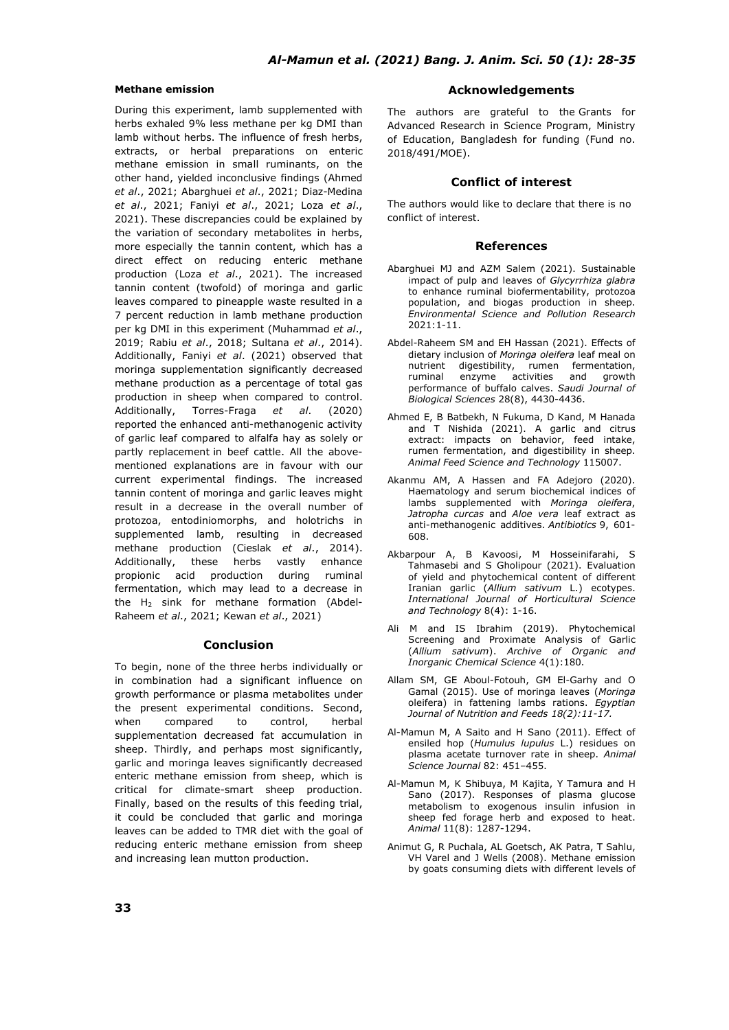### Methane emission

During this experiment, lamb supplemented with herbs exhaled 9% less methane per kg DMI than lamb without herbs. The influence of fresh herbs, extracts, or herbal preparations on enteric methane emission in small ruminants, on the other hand, yielded inconclusive findings (Ahmed *et al*., 2021; Abarghuei *et al*., 2021; Diaz-Medina *et al*., 2021; Faniyi *et al*., 2021; Loza *et al*., 2021). These discrepancies could be explained by the variation of secondary metabolites in herbs, more especially the tannin content, which has a direct effect on reducing enteric methane production (Loza *et al*., 2021). The increased tannin content (twofold) of moringa and garlic leaves compared to pineapple waste resulted in a 7 percent reduction in lamb methane production per kg DMI in this experiment (Muhammad *et al*., 2019; Rabiu *et al*., 2018; Sultana *et al*., 2014). Additionally, Faniyi *et al*. (2021) observed that moringa supplementation significantly decreased methane production as a percentage of total gas production in sheep when compared to control. Additionally, Torres-Fraga *et al*. (2020) reported the enhanced anti-methanogenic activity of garlic leaf compared to alfalfa hay as solely or partly replacement in beef cattle. All the above-mentioned explanations are in favour with our current experimental findings. The increased tannin content of moringa and garlic leaves might result in a decrease in the overall number of protozoa, entodiniomorphs, and holotrichs in supplemented lamb, resulting in decreased methane production (Cieslak *et al*., 2014). Additionally, these herbs vastly enhance propionic acid production during ruminal fermentation, which may lead to a decrease in the $H_2$ sink for methane formation (Abdel-Raheem *et al*., 2021; Kewan *et al*., 2021)

## Conclusion

To begin, none of the three herbs individually or in combination had a significant influence on growth performance or plasma metabolites under the present experimental conditions. Second, when compared to control, herbal supplementation decreased fat accumulation in sheep. Thirdly, and perhaps most significantly, garlic and moringa leaves significantly decreased enteric methane emission from sheep, which is critical for climate-smart sheep production. Finally, based on the results of this feeding trial, it could be concluded that garlic and moringa leaves can be added to TMR diet with the goal of reducing enteric methane emission from sheep and increasing lean mutton production.

## Acknowledgements

The authors are grateful to the Grants for Advanced Research in Science Program, Ministry of Education, Bangladesh for funding (Fund no. 2018/491/MOE).

## Conflict of interest

The authors would like to declare that there is no conflict of interest.

## References

Abarghuei MJ and AZM Salem (2021). Sustainable impact of pulp and leaves of *Glycyrrhiza glabra* to enhance ruminal biofermentability, protozoa population, and biogas production in sheep. *Environmental Science and Pollution Research* 2021:1-11.

Abdel-Raheem SM and EH Hassan (2021). Effects of dietary inclusion of *Moringa oleifera* leaf meal on nutrient digestibility, rumen fermentation, ruminal enzyme activities and growth performance of buffalo calves. *Saudi Journal of Biological Sciences* 28(8), 4430-4436.

Ahmed E, B Batbekh, N Fukuma, D Kand, M Hanada and T Nishida (2021). A garlic and citrus extract: impacts on behavior, feed intake, rumen fermentation, and digestibility in sheep. *Animal Feed Science and Technology* 115007.

Akanmu AM, A Hassen and FA Adejoro (2020). Haematology and serum biochemical indices of lambs supplemented with *Moringa oleifera*, *Jatropha curcas* and *Aloe vera* leaf extract as anti-methanogenic additives. *Antibiotics* 9, 601-608.

Akbarpour A, B Kavoosi, M Hosseinifarahi, S Tahmasebi and S Gholipour (2021). Evaluation of yield and phytochemical content of different Iranian garlic (*Allium sativum* L.) ecotypes. *International Journal of Horticultural Science and Technology* 8(4): 1-16.

Ali M and IS Ibrahim (2019). Phytochemical Screening and Proximate Analysis of Garlic (*Allium sativum*). *Archive of Organic and Inorganic Chemical Science* 4(1):180.

Allam SM, GE Aboul-Fotouh, GM El-Garhy and O Gamal (2015). Use of moringa leaves (*Moringa* oleifera) in fattening lambs rations. *Egyptian Journal of Nutrition and Feeds 18(2):11-17.*

Al-Mamun M, A Saito and H Sano (2011). Effect of ensiled hop (*Humulus lupulus* L.) residues on plasma acetate turnover rate in sheep. *Animal Science Journal* 82: 451–455.

Al-Mamun M, K Shibuya, M Kajita, Y Tamura and H Sano (2017). Responses of plasma glucose metabolism to exogenous insulin infusion in sheep fed forage herb and exposed to heat. *Animal* 11(8): 1287-1294.

Animut G, R Puchala, AL Goetsch, AK Patra, T Sahlu, VH Varel and J Wells (2008). Methane emission by goats consuming diets with different levels of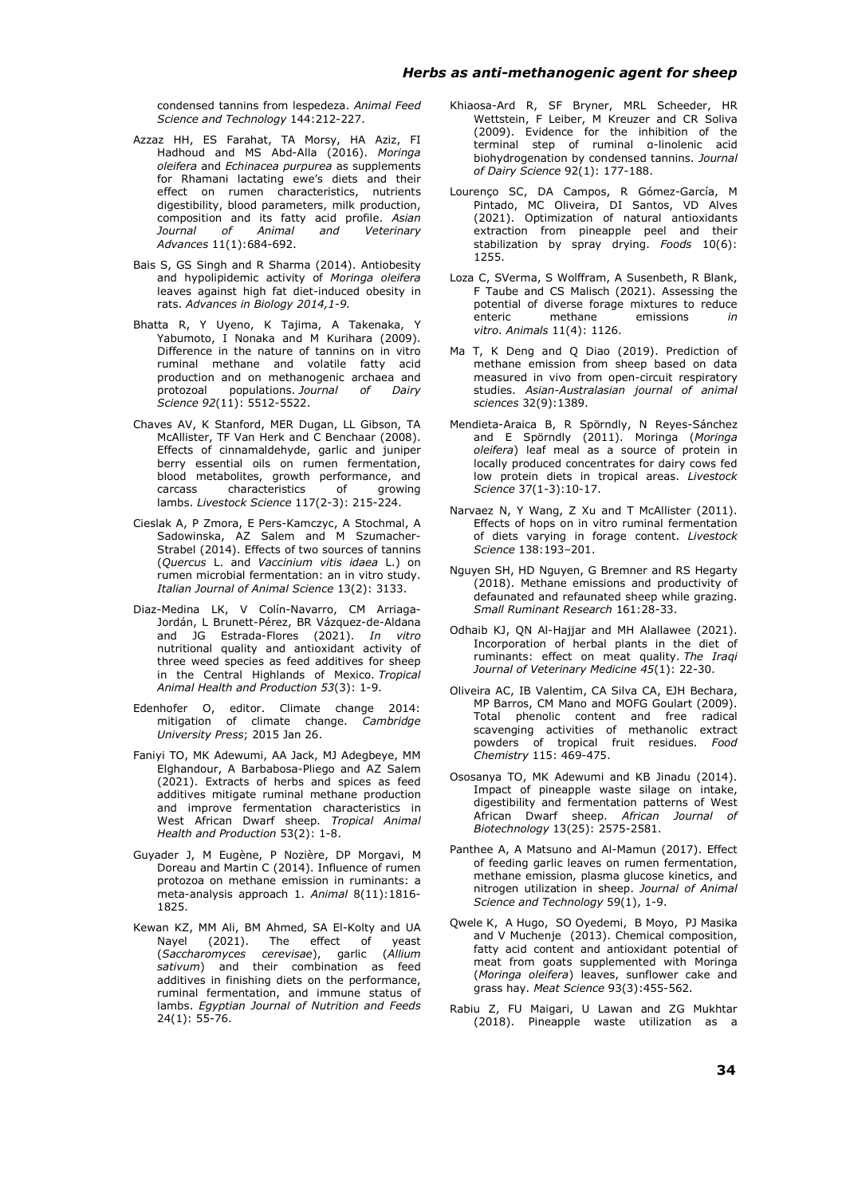condensed tannins from lespedeza. *Animal Feed Science and Technology* 144:212-227.

Azzaz HH, ES Farahat, TA Morsy, HA Aziz, FI Hadhoud and MS Abd-Alla (2016). *Moringa oleifera* and *Echinacea purpurea* as supplements for Rhamani lactating ewe's diets and their effect on rumen characteristics, nutrients digestibility, blood parameters, milk production, composition and its fatty acid profile. *Asian Journal of Animal and Veterinary Advances* 11(1):684-692.

Bais S, GS Singh and R Sharma (2014). Antiobesity and hypolipidemic activity of *Moringa oleifera* leaves against high fat diet-induced obesity in rats. *Advances in Biology 2014,1-9.*

Bhatta R, Y Uyeno, K Tajima, A Takenaka, Y Yabumoto, I Nonaka and M Kurihara (2009). Difference in the nature of tannins on in vitro ruminal methane and volatile fatty acid production and on methanogenic archaea and protozoal populations. *Journal of Dairy Science 92*(11): 5512-5522.

Chaves AV, K Stanford, MER Dugan, LL Gibson, TA McAllister, TF Van Herk and C Benchaar (2008). Effects of cinnamaldehyde, garlic and juniper berry essential oils on rumen fermentation, blood metabolites, growth performance, and carcass characteristics of growing lambs. *Livestock Science* 117(2-3): 215-224.

Cieslak A, P Zmora, E Pers-Kamczyc, A Stochmal, A Sadowinska, AZ Salem and M Szumacher-Strabel (2014). Effects of two sources of tannins (*Quercus* L. and *Vaccinium vitis idaea* L.) on rumen microbial fermentation: an in vitro study. *Italian Journal of Animal Science* 13(2): 3133.

Diaz-Medina LK, V Colín-Navarro, CM Arriaga-Jordán, L Brunett-Pérez, BR Vázquez-de-Aldana and JG Estrada-Flores (2021). *In vitro* nutritional quality and antioxidant activity of three weed species as feed additives for sheep in the Central Highlands of Mexico. *Tropical Animal Health and Production 53*(3): 1-9.

Edenhofer O, editor. Climate change 2014: mitigation of climate change. *Cambridge University Press*; 2015 Jan 26.

Faniyi TO, MK Adewumi, AA Jack, MJ Adegbeye, MM Elghandour, A Barbabosa-Pliego and AZ Salem (2021). Extracts of herbs and spices as feed additives mitigate ruminal methane production and improve fermentation characteristics in West African Dwarf sheep. *Tropical Animal Health and Production* 53(2): 1-8.

Guyader J, M Eugène, P Nozière, DP Morgavi, M Doreau and Martin C (2014). Influence of rumen protozoa on methane emission in ruminants: a meta-analysis approach 1. *Animal* 8(11):1816-1825.

Kewan KZ, MM Ali, BM Ahmed, SA El-Kolty and UA Nayel (2021). The effect of yeast (*Saccharomyces cerevisae*), garlic (*Allium sativum*) and their combination as feed additives in finishing diets on the performance, ruminal fermentation, and immune status of lambs. *Egyptian Journal of Nutrition and Feeds* 24(1): 55-76.

Khiaosa-Ard R, SF Bryner, MRL Scheeder, HR Wettstein, F Leiber, M Kreuzer and CR Soliva (2009). Evidence for the inhibition of the terminal step of ruminal α-linolenic acid biohydrogenation by condensed tannins. *Journal of Dairy Science* 92(1): 177-188.

Lourenço SC, DA Campos, R Gómez-García, M Pintado, MC Oliveira, DI Santos, VD Alves (2021). Optimization of natural antioxidants extraction from pineapple peel and their stabilization by spray drying. *Foods* 10(6): 1255.

Loza C, SVerma, S Wolffram, A Susenbeth, R Blank, F Taube and CS Malisch (2021). Assessing the potential of diverse forage mixtures to reduce enteric methane emissions *in vitro*. *Animals* 11(4): 1126.

Ma T, K Deng and Q Diao (2019). Prediction of methane emission from sheep based on data measured in vivo from open-circuit respiratory studies. *Asian-Australasian journal of animal sciences* 32(9):1389.

Mendieta-Araica B, R Spörndly, N Reyes-Sánchez and E Spörndly (2011). Moringa (*Moringa oleifera*) leaf meal as a source of protein in locally produced concentrates for dairy cows fed low protein diets in tropical areas. *Livestock Science* 37(1-3):10-17.

Narvaez N, Y Wang, Z Xu and T McAllister (2011). Effects of hops on in vitro ruminal fermentation of diets varying in forage content. *Livestock Science* 138:193–201.

Nguyen SH, HD Nguyen, G Bremner and RS Hegarty (2018). Methane emissions and productivity of defaunated and refaunated sheep while grazing. *Small Ruminant Research* 161:28-33.

Odhaib KJ, QN Al-Hajjar and MH Alallawee (2021). Incorporation of herbal plants in the diet of ruminants: effect on meat quality. *The Iraqi Journal of Veterinary Medicine 45*(1): 22-30.

Oliveira AC, IB Valentim, CA Silva CA, EJH Bechara, MP Barros, CM Mano and MOFG Goulart (2009). Total phenolic content and free radical scavenging activities of methanolic extract powders of tropical fruit residues. *Food Chemistry* 115: 469-475.

Ososanya TO, MK Adewumi and KB Jinadu (2014). Impact of pineapple waste silage on intake, digestibility and fermentation patterns of West African Dwarf sheep. *African Journal of Biotechnology* 13(25): 2575-2581.

Panthee A, A Matsuno and Al-Mamun (2017). Effect of feeding garlic leaves on rumen fermentation, methane emission, plasma glucose kinetics, and nitrogen utilization in sheep. *Journal of Animal Science and Technology* 59(1), 1-9.

Qwele K, A Hugo, SO Oyedemi, B Moyo, PJ Masika and V Muchenje (2013). Chemical composition, fatty acid content and antioxidant potential of meat from goats supplemented with Moringa (*Moringa oleifera*) leaves, sunflower cake and grass hay. *Meat Science* 93(3):455-562.

Rabiu Z, FU Maigari, U Lawan and ZG Mukhtar (2018). Pineapple waste utilization as a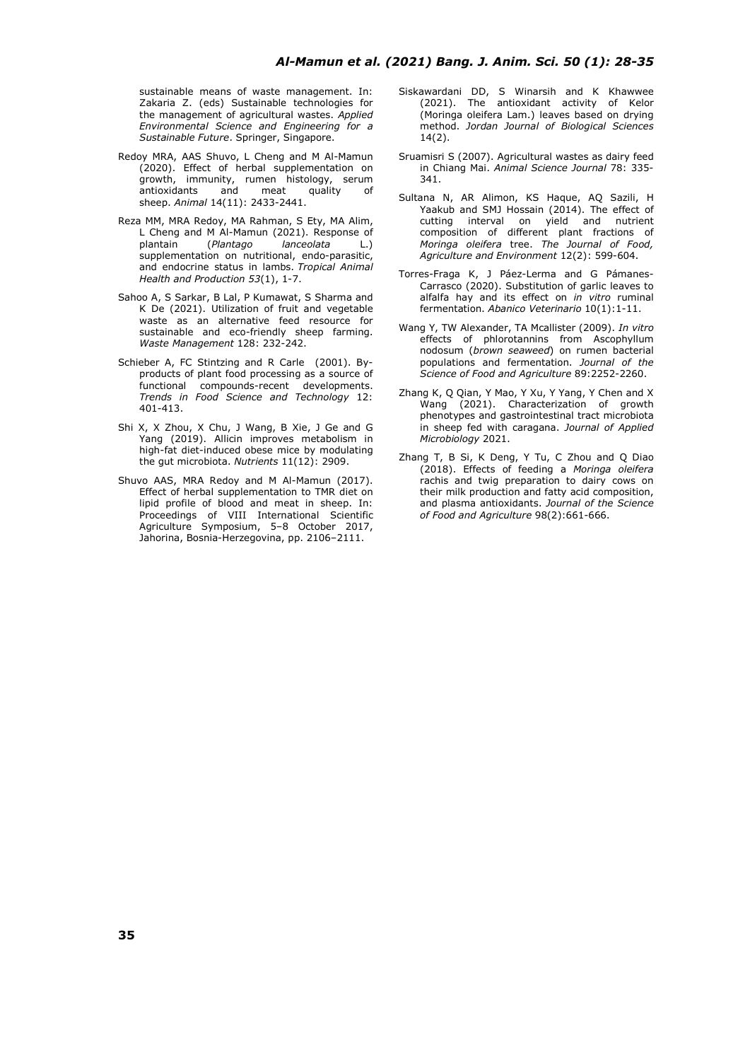sustainable means of waste management. In: Zakaria Z. (eds) Sustainable technologies for the management of agricultural wastes. *Applied Environmental Science and Engineering for a Sustainable Future*. Springer, Singapore.

Redoy MRA, AAS Shuvo, L Cheng and M Al-Mamun (2020). Effect of herbal supplementation on growth, immunity, rumen histology, serum antioxidants and meat quality of sheep. *Animal* 14(11): 2433-2441.

Reza MM, MRA Redoy, MA Rahman, S Ety, MA Alim, L Cheng and M Al-Mamun (2021). Response of plantain (*Plantago lanceolata* L.) supplementation on nutritional, endo-parasitic, and endocrine status in lambs. *Tropical Animal Health and Production 53*(1), 1-7.

Sahoo A, S Sarkar, B Lal, P Kumawat, S Sharma and K De (2021). Utilization of fruit and vegetable waste as an alternative feed resource for sustainable and eco-friendly sheep farming. *Waste Management* 128: 232-242.

Schieber A, FC Stintzing and R Carle (2001). By-products of plant food processing as a source of functional compounds-recent developments. *Trends in Food Science and Technology* 12: 401-413.

Shi X, X Zhou, X Chu, J Wang, B Xie, J Ge and G Yang (2019). Allicin improves metabolism in high-fat diet-induced obese mice by modulating the gut microbiota. *Nutrients* 11(12): 2909.

Shuvo AAS, MRA Redoy and M Al-Mamun (2017). Effect of herbal supplementation to TMR diet on lipid profile of blood and meat in sheep. In: Proceedings of VIII International Scientific Agriculture Symposium, 5–8 October 2017, Jahorina, Bosnia-Herzegovina, pp. 2106–2111.

Siskawardani DD, S Winarsih and K Khawwee (2021). The antioxidant activity of Kelor (Moringa oleifera Lam.) leaves based on drying method. *Jordan Journal of Biological Sciences* 14(2).

Sruamisri S (2007). Agricultural wastes as dairy feed in Chiang Mai. *Animal Science Journal* 78: 335-341.

Sultana N, AR Alimon, KS Haque, AQ Sazili, H Yaakub and SMJ Hossain (2014). The effect of cutting interval on yield and nutrient composition of different plant fractions of *Moringa oleifera* tree. *The Journal of Food, Agriculture and Environment* 12(2): 599-604.

Torres-Fraga K, J Páez-Lerma and G Pámanes-Carrasco (2020). Substitution of garlic leaves to alfalfa hay and its effect on *in vitro* ruminal fermentation. *Abanico Veterinario* 10(1):1-11.

Wang Y, TW Alexander, TA Mcallister (2009). *In vitro* effects of phlorotannins from Ascophyllum nodosum (*brown seaweed*) on rumen bacterial populations and fermentation. *Journal of the Science of Food and Agriculture* 89:2252-2260.

Zhang K, Q Qian, Y Mao, Y Xu, Y Yang, Y Chen and X Wang (2021). Characterization of growth phenotypes and gastrointestinal tract microbiota in sheep fed with caragana. *Journal of Applied Microbiology* 2021.

Zhang T, B Si, K Deng, Y Tu, C Zhou and Q Diao (2018). Effects of feeding a *Moringa oleifera* rachis and twig preparation to dairy cows on their milk production and fatty acid composition, and plasma antioxidants. *Journal of the Science of Food and Agriculture* 98(2):661-666.